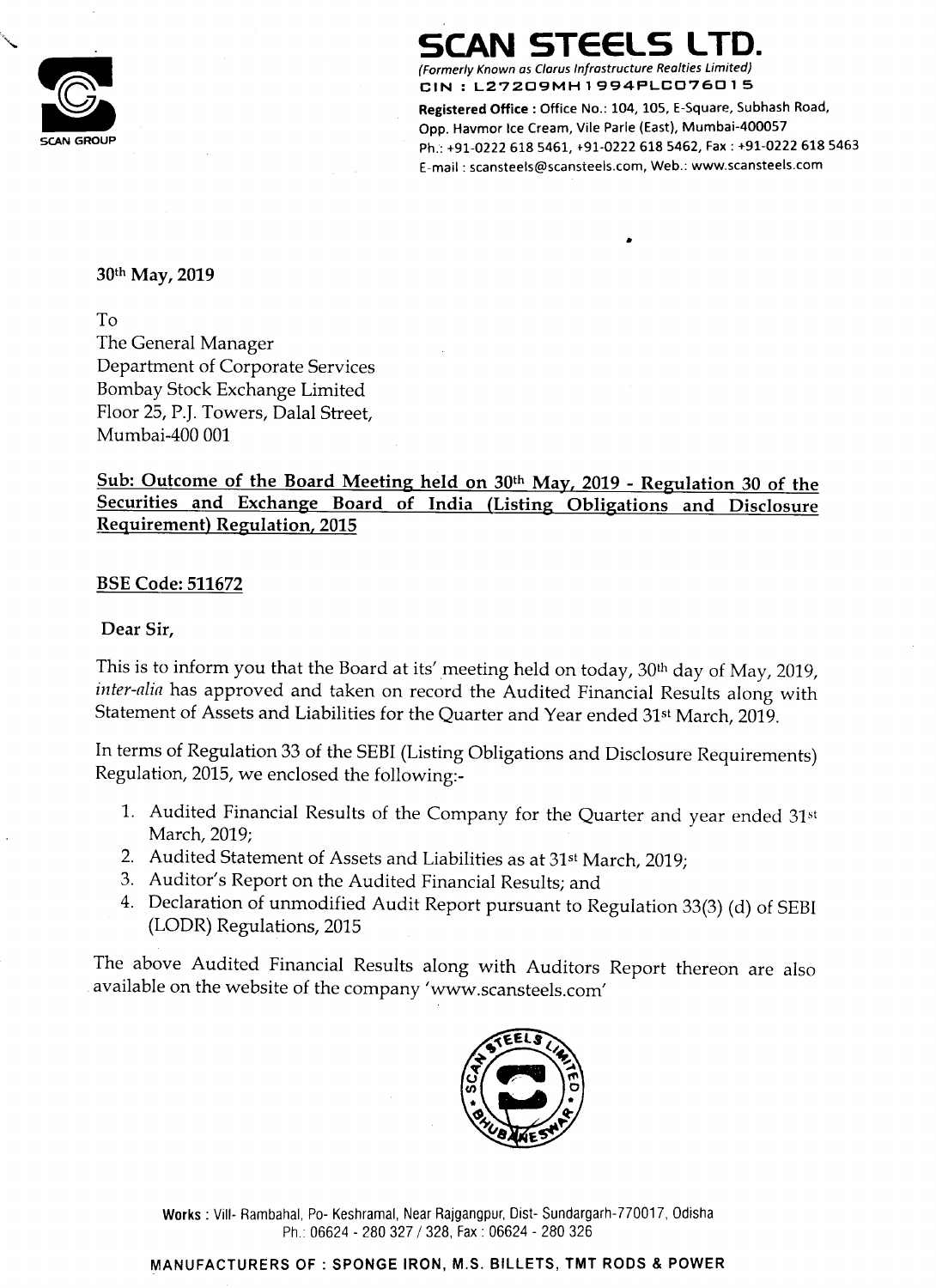# SCAN STEELS LTD.

*(Formerly Known as Clarus Infrastructure Realties Limited)*

CIN : L27209MH1994PLC076015

**Registered Office :** Office No.: 104, 105, E-Square, Subhash Road, Opp. Havmor Ice Cream, Vile Parle (East), Mumbai-400057

Ph.: +91-0222 618 5461, +91-0222 618 5462, Fax : +91-0222 618 5463

E-mail : scansteels@scansteels.com, Web.: www.scansteels.com

SCAN GROUP

**30th May, 2019**

To
The General Manager
Department of Corporate Services
Bombay Stock Exchange Limited
Floor 25, P.J. Towers, Dalal Street,
Mumbai-400 001

**Sub: Outcome of the Board Meeting held on 30th May, 2019 - Regulation 30 of the Securities and Exchange Board of India (Listing Obligations and Disclosure Requirement) Regulation, 2015**

**BSE Code: 511672**

**Dear Sir,**

This is to inform you that the Board at its' meeting held on today, 30th day of May, 2019, *inter-alia* has approved and taken on record the Audited Financial Results along with Statement of Assets and Liabilities for the Quarter and Year ended 31st March, 2019.

In terms of Regulation 33 of the SEBI (Listing Obligations and Disclosure Requirements) Regulation, 2015, we enclosed the following:-

1. Audited Financial Results of the Company for the Quarter and year ended 31st March, 2019;
2. Audited Statement of Assets and Liabilities as at 31st March, 2019;
3. Auditor's Report on the Audited Financial Results; and
4. Declaration of unmodified Audit Report pursuant to Regulation 33(3) (d) of SEBI (LODR) Regulations, 2015

The above Audited Financial Results along with Auditors Report thereon are also available on the website of the company 'www.scansteels.com'

**Works :** Vill- Rambahal, Po- Keshramal, Near Rajgangpur, Dist- Sundargarh-770017, Odisha
Ph.: 06624 - 280 327 / 328, Fax : 06624 - 280 326

MANUFACTURERS OF : SPONGE IRON, M.S. BILLETS, TMT RODS & POWER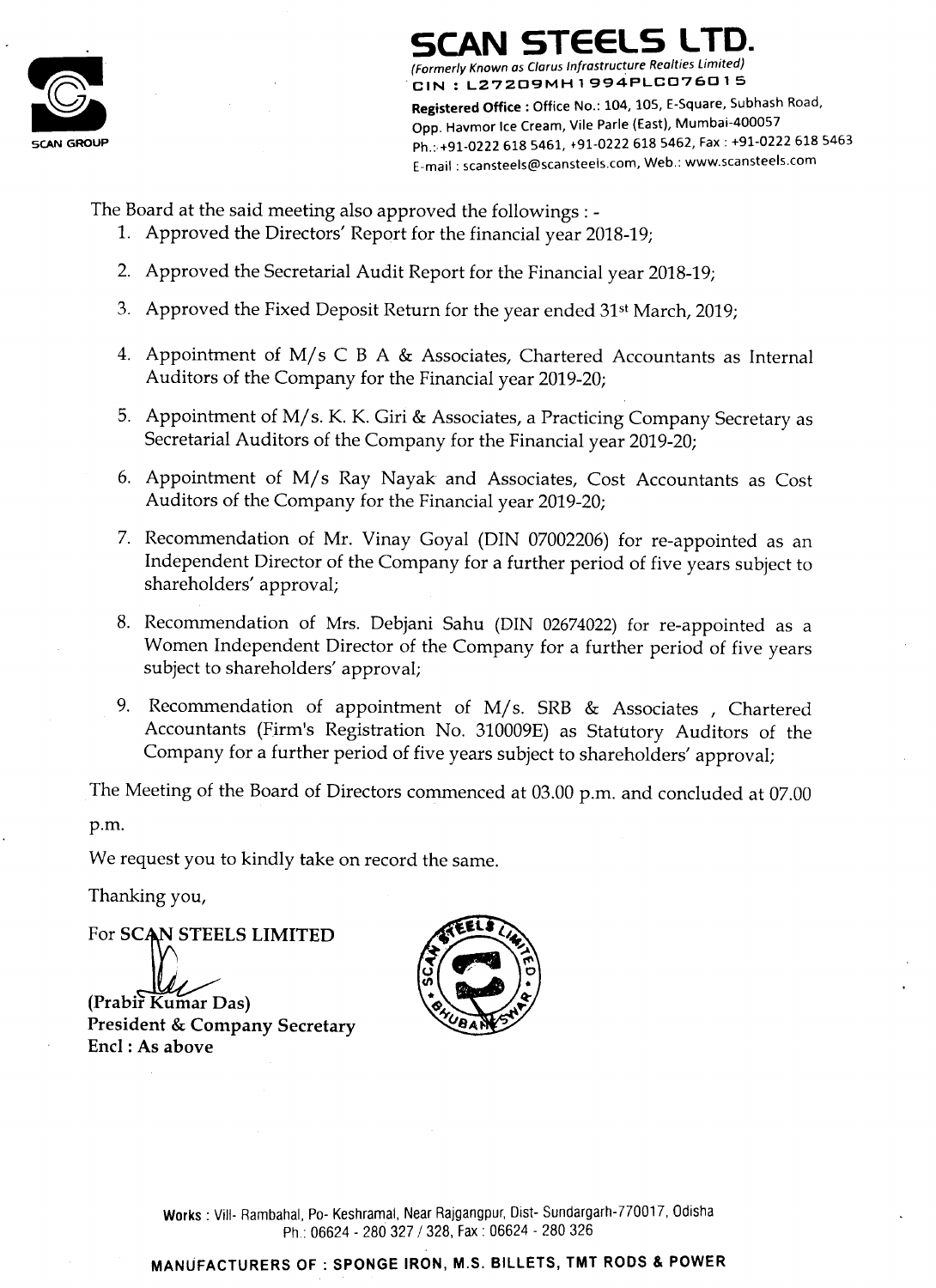# SCAN STEELS LTD.

*(Formerly Known as Clarus Infrastructure Realties Limited)*
CIN : L27209MH1994PLC076015

**Registered Office :** Office No.: 104, 105, E-Square, Subhash Road, Opp. Havmor Ice Cream, Vile Parle (East), Mumbai-400057
Ph.: +91-0222 618 5461, +91-0222 618 5462, Fax : +91-0222 618 5463
E-mail : scansteels@scansteels.com, Web.: www.scansteels.com

The Board at the said meeting also approved the followings : -

1. Approved the Directors' Report for the financial year 2018-19;
2. Approved the Secretarial Audit Report for the Financial year 2018-19;
3. Approved the Fixed Deposit Return for the year ended 31st March, 2019;
4. Appointment of M/s C B A & Associates, Chartered Accountants as Internal Auditors of the Company for the Financial year 2019-20;
5. Appointment of M/s. K. K. Giri & Associates, a Practicing Company Secretary as Secretarial Auditors of the Company for the Financial year 2019-20;
6. Appointment of M/s Ray Nayak and Associates, Cost Accountants as Cost Auditors of the Company for the Financial year 2019-20;
7. Recommendation of Mr. Vinay Goyal (DIN 07002206) for re-appointed as an Independent Director of the Company for a further period of five years subject to shareholders' approval;
8. Recommendation of Mrs. Debjani Sahu (DIN 02674022) for re-appointed as a Women Independent Director of the Company for a further period of five years subject to shareholders' approval;
9. Recommendation of appointment of M/s. SRB & Associates , Chartered Accountants (Firm's Registration No. 310009E) as Statutory Auditors of the Company for a further period of five years subject to shareholders' approval;

The Meeting of the Board of Directors commenced at 03.00 p.m. and concluded at 07.00 p.m.

We request you to kindly take on record the same.

Thanking you,

For **SCAN STEELS LIMITED**

**(Prabir Kumar Das)**
**President & Company Secretary**
**Encl : As above**

**Works** : Vill- Rambahal, Po- Keshramal, Near Rajgangpur, Dist- Sundargarh-770017, Odisha
Ph.: 06624 - 280 327 / 328, Fax : 06624 - 280 326

**MANUFACTURERS OF : SPONGE IRON, M.S. BILLETS, TMT RODS & POWER**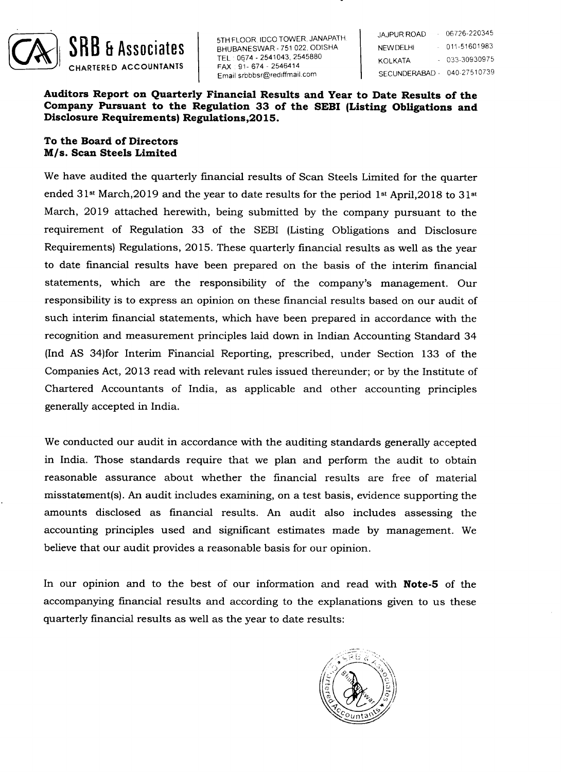**SRB & Associates**
CHARTERED ACCOUNTANTS

5TH FLOOR, IDCO TOWER, JANAPATH
BHUBANESWAR - 751 022, ODISHA
TEL : 0674 - 2541043, 2545880
FAX : 91- 674 - 2546414
Email srbbbsr@rediffmail.com

JAJPUR ROAD - 06726-220345
NEW DELHI - 011-51601983
KOLKATA - 033-30930975
SECUNDERABAD - 040-27510739

**Auditors Report on Quarterly Financial Results and Year to Date Results of the Company Pursuant to the Regulation 33 of the SEBI (Listing Obligations and Disclosure Requirements) Regulations,2015.**

**To the Board of Directors**
**M/s. Scan Steels Limited**

We have audited the quarterly financial results of Scan Steels Limited for the quarter ended 31st March,2019 and the year to date results for the period 1st April,2018 to 31st March, 2019 attached herewith, being submitted by the company pursuant to the requirement of Regulation 33 of the SEBI (Listing Obligations and Disclosure Requirements) Regulations, 2015. These quarterly financial results as well as the year to date financial results have been prepared on the basis of the interim financial statements, which are the responsibility of the company's management. Our responsibility is to express an opinion on these financial results based on our audit of such interim financial statements, which have been prepared in accordance with the recognition and measurement principles laid down in Indian Accounting Standard 34 (Ind AS 34)for Interim Financial Reporting, prescribed, under Section 133 of the Companies Act, 2013 read with relevant rules issued thereunder; or by the Institute of Chartered Accountants of India, as applicable and other accounting principles generally accepted in India.

We conducted our audit in accordance with the auditing standards generally accepted in India. Those standards require that we plan and perform the audit to obtain reasonable assurance about whether the financial results are free of material misstatement(s). An audit includes examining, on a test basis, evidence supporting the amounts disclosed as financial results. An audit also includes assessing the accounting principles used and significant estimates made by management. We believe that our audit provides a reasonable basis for our opinion.

In our opinion and to the best of our information and read with **Note-5** of the accompanying financial results and according to the explanations given to us these quarterly financial results as well as the year to date results: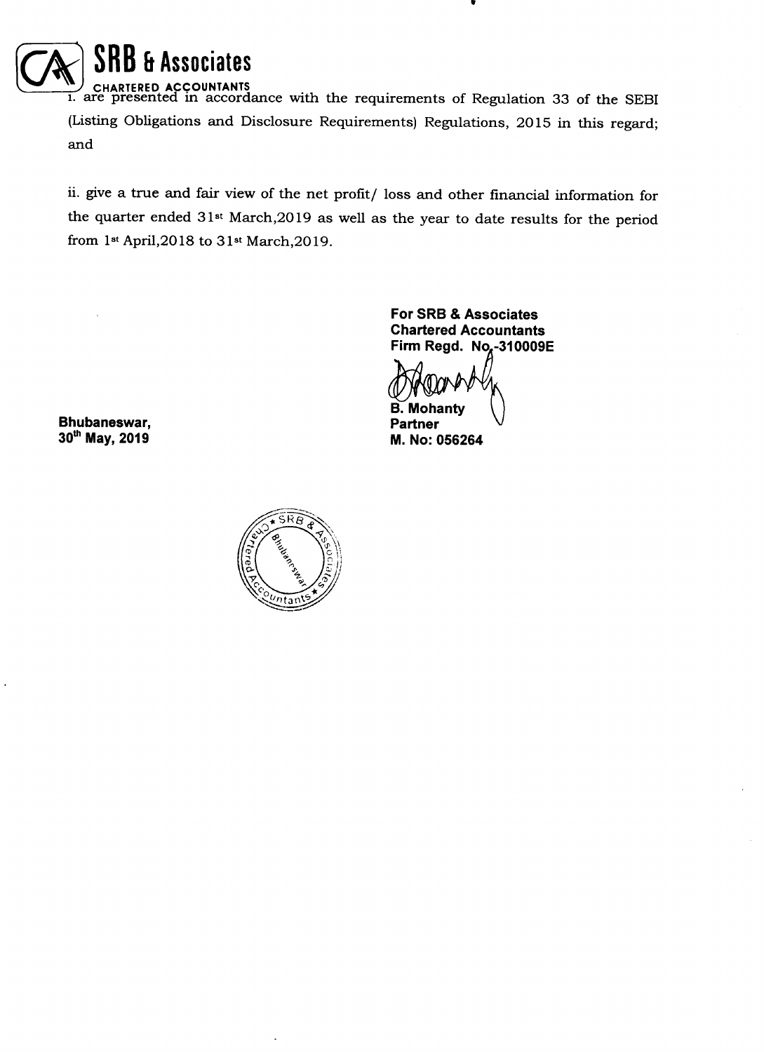# SRB & Associates

CHARTERED ACCOUNTANTS

i. are presented in accordance with the requirements of Regulation 33 of the SEBI (Listing Obligations and Disclosure Requirements) Regulations, 2015 in this regard; and

ii. give a true and fair view of the net profit/ loss and other financial information for the quarter ended 31st March,2019 as well as the year to date results for the period from 1st April,2018 to 31st March,2019.

**For SRB & Associates**
**Chartered Accountants**
**Firm Regd. No.-310009E**

**B. Mohanty**
**Partner**
**M. No: 056264**

**Bhubaneswar,**
**30th May, 2019**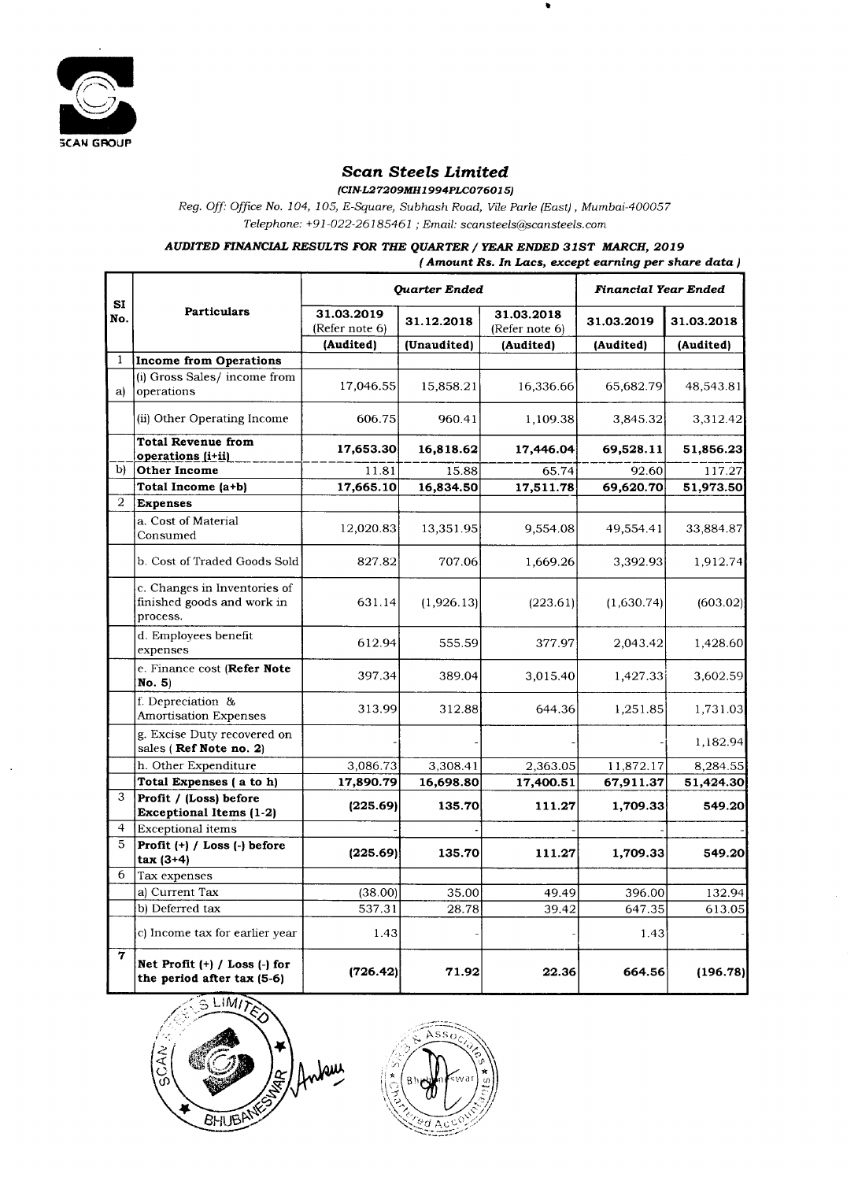# Scan Steels Limited

*(CIN-L27209MH1994PLC076015)*

*Reg. Off: Office No. 104, 105, E-Square, Subhash Road, Vile Parle (East), Mumbai-400057*
*Telephone: +91-022-26185461 ; Email: scansteels@scansteels.com*

***AUDITED FINANCIAL RESULTS FOR THE QUARTER / YEAR ENDED 31ST MARCH, 2019***

*( Amount Rs. In Lacs, except earning per share data )*

| Sl No. | Particulars | Quarter Ended | | | Financial Year Ended | |
|---|---|---|---|---|---|---|
| | | 31.03.2019 (Refer note 6) | 31.12.2018 | 31.03.2018 (Refer note 6) | 31.03.2019 | 31.03.2018 |
| | | (Audited) | (Unaudited) | (Audited) | (Audited) | (Audited) |
| 1 | **Income from Operations** | | | | | |
| a) | (i) Gross Sales/ income from operations | 17,046.55 | 15,858.21 | 16,336.66 | 65,682.79 | 48,543.81 |
| | (ii) Other Operating Income | 606.75 | 960.41 | 1,109.38 | 3,845.32 | 3,312.42 |
| | **Total Revenue from operations (i+ii)** | **17,653.30** | **16,818.62** | **17,446.04** | **69,528.11** | **51,856.23** |
| b) | **Other Income** | 11.81 | 15.88 | 65.74 | 92.60 | 117.27 |
| | **Total Income (a+b)** | **17,665.10** | **16,834.50** | **17,511.78** | **69,620.70** | **51,973.50** |
| 2 | **Expenses** | | | | | |
| | a. Cost of Material Consumed | 12,020.83 | 13,351.95 | 9,554.08 | 49,554.41 | 33,884.87 |
| | b. Cost of Traded Goods Sold | 827.82 | 707.06 | 1,669.26 | 3,392.93 | 1,912.74 |
| | c. Changes in Inventories of finished goods and work in process. | 631.14 | (1,926.13) | (223.61) | (1,630.74) | (603.02) |
| | d. Employees benefit expenses | 612.94 | 555.59 | 377.97 | 2,043.42 | 1,428.60 |
| | e. Finance cost (**Refer Note No. 5**) | 397.34 | 389.04 | 3,015.40 | 1,427.33 | 3,602.59 |
| | f. Depreciation & Amortisation Expenses | 313.99 | 312.88 | 644.36 | 1,251.85 | 1,731.03 |
| | g. Excise Duty recovered on sales ( **Ref Note no. 2**) | - | - | - | - | 1,182.94 |
| | h. Other Expenditure | 3,086.73 | 3,308.41 | 2,363.05 | 11,872.17 | 8,284.55 |
| | **Total Expenses ( a to h)** | **17,890.79** | **16,698.80** | **17,400.51** | **67,911.37** | **51,424.30** |
| 3 | **Profit / (Loss) before Exceptional Items (1-2)** | **(225.69)** | **135.70** | **111.27** | **1,709.33** | **549.20** |
| 4 | Exceptional items | - | - | - | - | - |
| 5 | **Profit (+) / Loss (-) before tax (3+4)** | **(225.69)** | **135.70** | **111.27** | **1,709.33** | **549.20** |
| 6 | Tax expenses | | | | | |
| | a) Current Tax | (38.00) | 35.00 | 49.49 | 396.00 | 132.94 |
| | b) Deferred tax | 537.31 | 28.78 | 39.42 | 647.35 | 613.05 |
| | c) Income tax for earlier year | 1.43 | - | - | 1.43 | - |
| 7 | **Net Profit (+) / Loss (-) for the period after tax (5-6)** | **(726.42)** | **71.92** | **22.36** | **664.56** | **(196.78)** |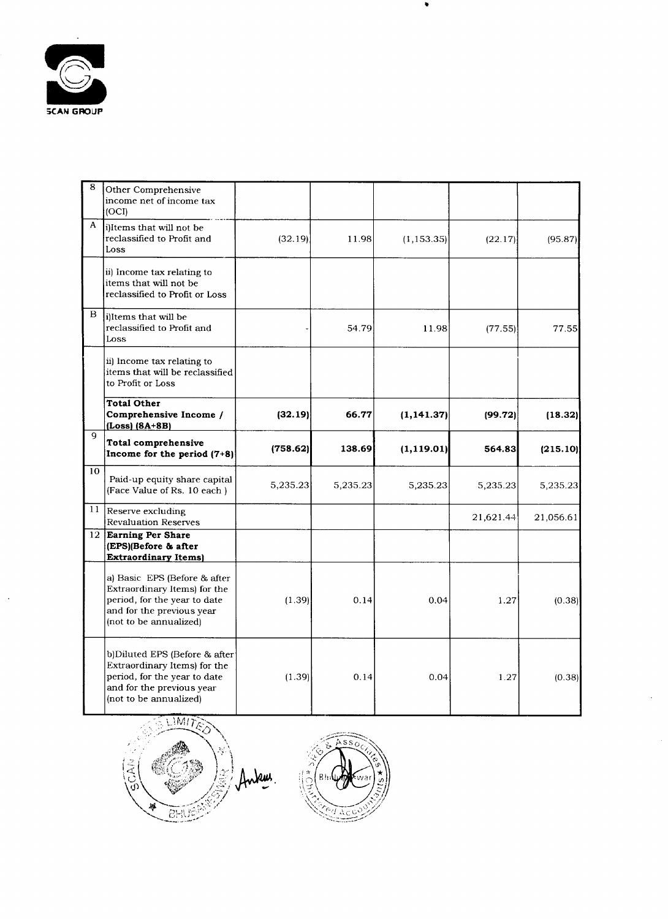| 8 | Other Comprehensive income net of income tax (OCI) | | | | | |
|---|---|---|---|---|---|---|
| A | i)Items that will not be reclassified to Profit and Loss | (32.19) | 11.98 | (1,153.35) | (22.17) | (95.87) |
| | ii) Income tax relating to items that will not be reclassified to Profit or Loss | | | | | |
| B | i)Items that will be reclassified to Profit and Loss | - | 54.79 | 11.98 | (77.55) | 77.55 |
| | ii) Income tax relating to items that will be reclassified to Profit or Loss | | | | | |
| | **Total Other Comprehensive Income / (Loss) (8A+8B)** | **(32.19)** | **66.77** | **(1,141.37)** | **(99.72)** | **(18.32)** |
| 9 | **Total comprehensive Income for the period (7+8)** | **(758.62)** | **138.69** | **(1,119.01)** | **564.83** | **(215.10)** |
| 10 | Paid-up equity share capital (Face Value of Rs. 10 each ) | 5,235.23 | 5,235.23 | 5,235.23 | 5,235.23 | 5,235.23 |
| 11 | Reserve excluding Revaluation Reserves | | | | 21,621.44 | 21,056.61 |
| 12 | **Earning Per Share (EPS)(Before & after Extraordinary Items)** | | | | | |
| | a) Basic EPS (Before & after Extraordinary Items) for the period, for the year to date and for the previous year (not to be annualized) | (1.39) | 0.14 | 0.04 | 1.27 | (0.38) |
| | b)Diluted EPS (Before & after Extraordinary Items) for the period, for the year to date and for the previous year (not to be annualized) | (1.39) | 0.14 | 0.04 | 1.27 | (0.38) |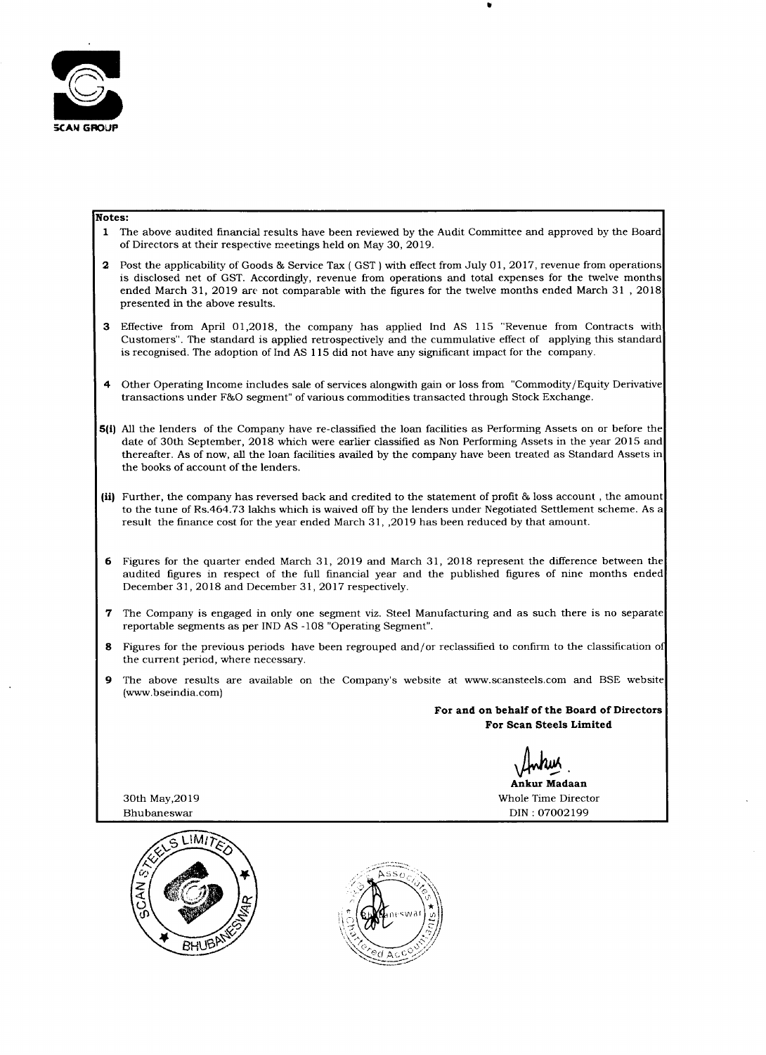**Notes:**

1 The above audited financial results have been reviewed by the Audit Committee and approved by the Board of Directors at their respective meetings held on May 30, 2019.

2 Post the applicability of Goods & Service Tax ( GST ) with effect from July 01, 2017, revenue from operations is disclosed net of GST. Accordingly, revenue from operations and total expenses for the twelve months ended March 31, 2019 are not comparable with the figures for the twelve months ended March 31 , 2018 presented in the above results.

3 Effective from April 01,2018, the company has applied Ind AS 115 "Revenue from Contracts with Customers". The standard is applied retrospectively and the cummulative effect of applying this standard is recognised. The adoption of Ind AS 115 did not have any significant impact for the company.

4 Other Operating Income includes sale of services alongwith gain or loss from "Commodity/Equity Derivative transactions under F&O segment" of various commodities transacted through Stock Exchange.

**5(i)** All the lenders of the Company have re-classified the loan facilities as Performing Assets on or before the date of 30th September, 2018 which were earlier classified as Non Performing Assets in the year 2015 and thereafter. As of now, all the loan facilities availed by the company have been treated as Standard Assets in the books of account of the lenders.

**(ii)** Further, the company has reversed back and credited to the statement of profit & loss account , the amount to the tune of Rs.464.73 lakhs which is waived off by the lenders under Negotiated Settlement scheme. As a result the finance cost for the year ended March 31, ,2019 has been reduced by that amount.

6 Figures for the quarter ended March 31, 2019 and March 31, 2018 represent the difference between the audited figures in respect of the full financial year and the published figures of nine months ended December 31, 2018 and December 31, 2017 respectively.

7 The Company is engaged in only one segment viz. Steel Manufacturing and as such there is no separate reportable segments as per IND AS -108 "Operating Segment".

8 Figures for the previous periods have been regrouped and/or reclassified to confirm to the classification of the current period, where necessary.

9 The above results are available on the Company's website at www.scansteels.com and BSE website (www.bseindia.com)

**For and on behalf of the Board of Directors**
**For Scan Steels Limited**

**Ankur Madaan**
Whole Time Director
DIN : 07002199

30th May,2019
Bhubaneswar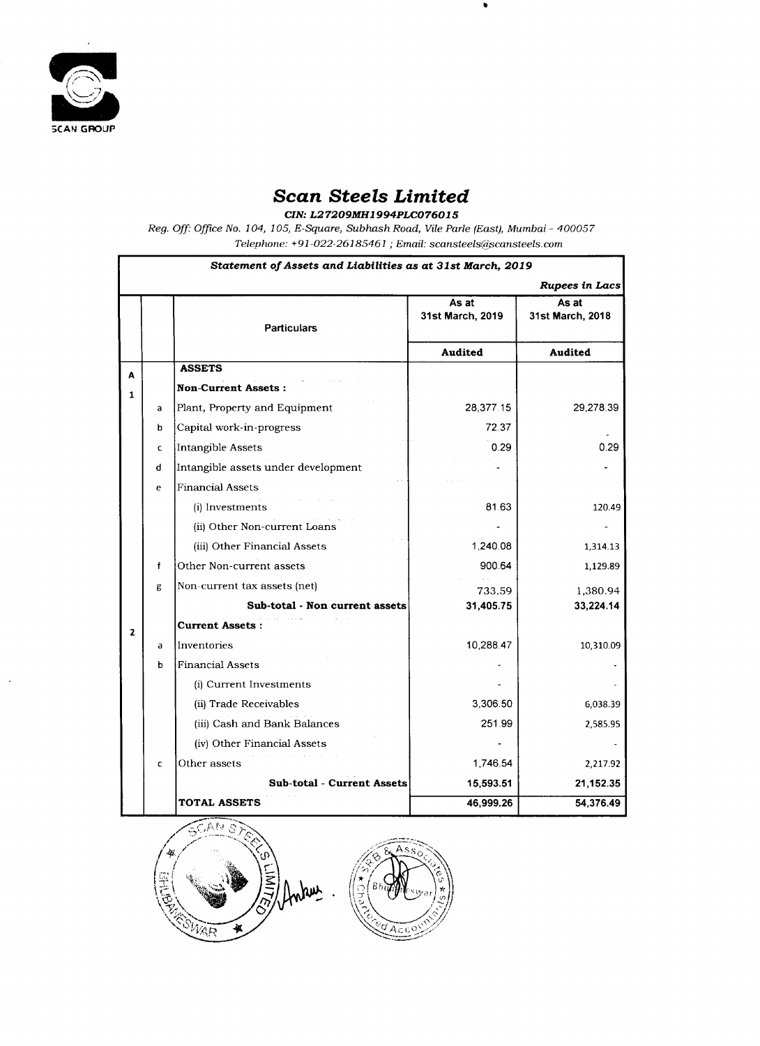# *Scan Steels Limited*

***CIN: L27209MH1994PLC076015***

*Reg. Off: Office No. 104, 105, E-Square, Subhash Road, Vile Parle (East), Mumbai - 400057*
*Telephone: +91-022-26185461 ; Email: scansteels@scansteels.com*

| | | ***Statement of Assets and Liabilities as at 31st March, 2019*** | | |
|---|---|---|---|---|
| | | | | ***Rupees in Lacs*** |
| | | **Particulars** | **As at 31st March, 2019** | **As at 31st March, 2018** |
| | | | **Audited** | **Audited** |
| **A** | | **ASSETS** | | |
| **1** | | **Non-Current Assets :** | | |
| | a | Plant, Property and Equipment | 28,377.15 | 29,278.39 |
| | b | Capital work-in-progress | 72.37 | - |
| | c | Intangible Assets | 0.29 | 0.29 |
| | d | Intangible assets under development | - | - |
| | e | Financial Assets | | |
| | | (i) Investments | 81.63 | 120.49 |
| | | (ii) Other Non-current Loans | - | - |
| | | (iii) Other Financial Assets | 1,240.08 | 1,314.13 |
| | f | Other Non-current assets | 900.64 | 1,129.89 |
| | g | Non-current tax assets (net) | 733.59 | 1,380.94 |
| | | **Sub-total - Non current assets** | **31,405.75** | **33,224.14** |
| **2** | | **Current Assets :** | | |
| | a | Inventories | 10,288.47 | 10,310.09 |
| | b | Financial Assets | - | - |
| | | (i) Current Investments | - | - |
| | | (ii) Trade Receivables | 3,306.50 | 6,038.39 |
| | | (iii) Cash and Bank Balances | 251.99 | 2,585.95 |
| | | (iv) Other Financial Assets | - | - |
| | c | Other assets | 1,746.54 | 2,217.92 |
| | | **Sub-total - Current Assets** | **15,593.51** | **21,152.35** |
| | | **TOTAL ASSETS** | **46,999.26** | **54,376.49** |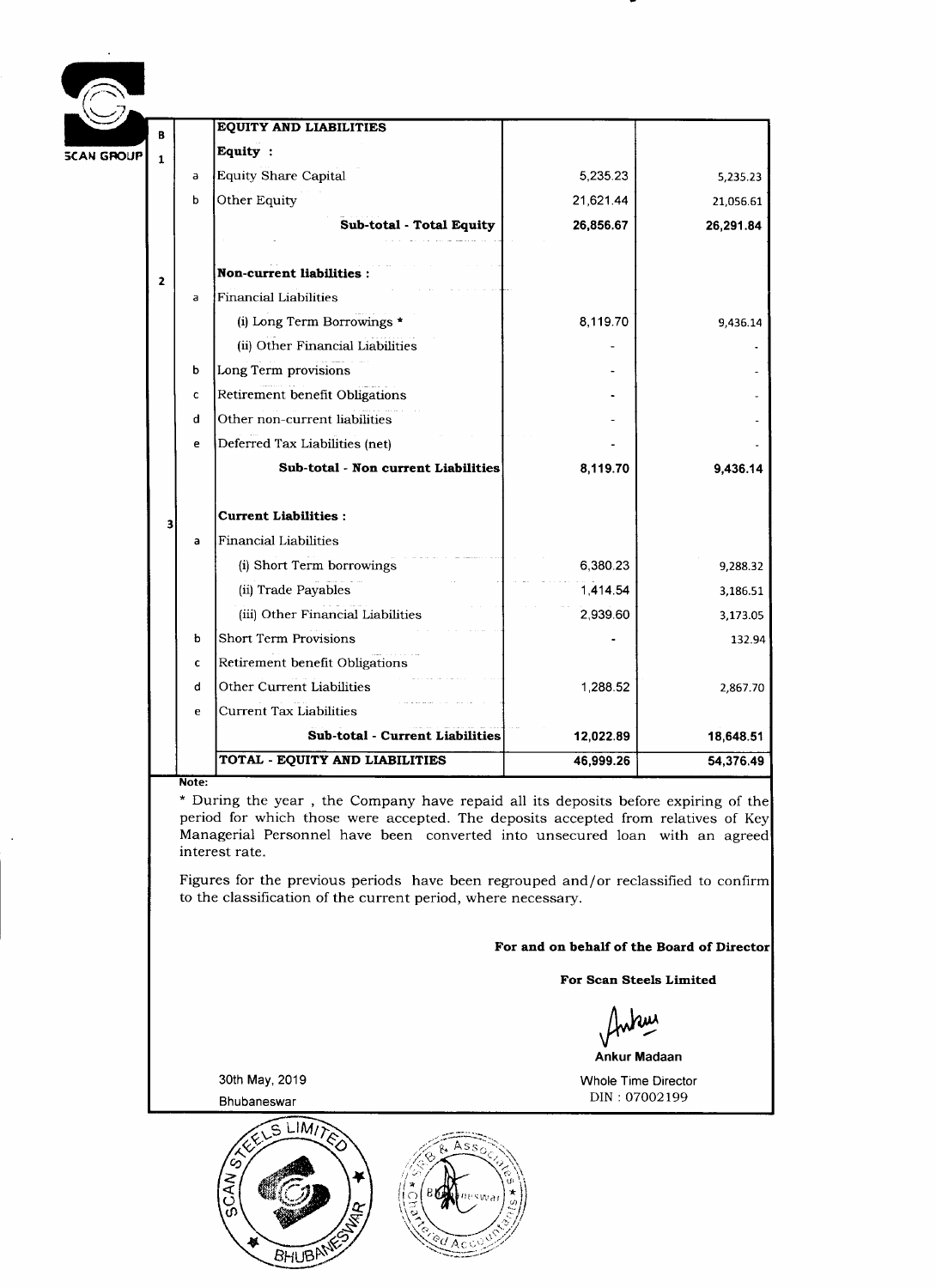| | | | | |
|---|---|---|---|---|
| B | | **EQUITY AND LIABILITIES** | | |
| 1 | | **Equity :** | | |
| | a | Equity Share Capital | 5,235.23 | 5,235.23 |
| | b | Other Equity | 21,621.44 | 21,056.61 |
| | | **Sub-total - Total Equity** | **26,856.67** | **26,291.84** |
| 2 | | **Non-current liabilities :** | | |
| | a | Financial Liabilities | | |
| | | (i) Long Term Borrowings * | 8,119.70 | 9,436.14 |
| | | (ii) Other Financial Liabilities | - | - |
| | b | Long Term provisions | - | - |
| | c | Retirement benefit Obligations | - | - |
| | d | Other non-current liabilities | - | - |
| | e | Deferred Tax Liabilities (net) | - | - |
| | | **Sub-total - Non current Liabilities** | **8,119.70** | **9,436.14** |
| 3 | | **Current Liabilities :** | | |
| | a | Financial Liabilities | | |
| | | (i) Short Term borrowings | 6,380.23 | 9,288.32 |
| | | (ii) Trade Payables | 1,414.54 | 3,186.51 |
| | | (iii) Other Financial Liabilities | 2,939.60 | 3,173.05 |
| | b | Short Term Provisions | - | 132.94 |
| | c | Retirement benefit Obligations | | |
| | d | Other Current Liabilities | 1,288.52 | 2,867.70 |
| | e | Current Tax Liabilities | | |
| | | **Sub-total - Current Liabilities** | **12,022.89** | **18,648.51** |
| | | **TOTAL - EQUITY AND LIABILITIES** | **46,999.26** | **54,376.49** |

**Note:**

* During the year , the Company have repaid all its deposits before expiring of the period for which those were accepted. The deposits accepted from relatives of Key Managerial Personnel have been converted into unsecured loan with an agreed interest rate.

Figures for the previous periods have been regrouped and/or reclassified to confirm to the classification of the current period, where necessary.

**For and on behalf of the Board of Director**

**For Scan Steels Limited**

**Ankur Madaan**

Whole Time Director

DIN : 07002199

30th May, 2019

Bhubaneswar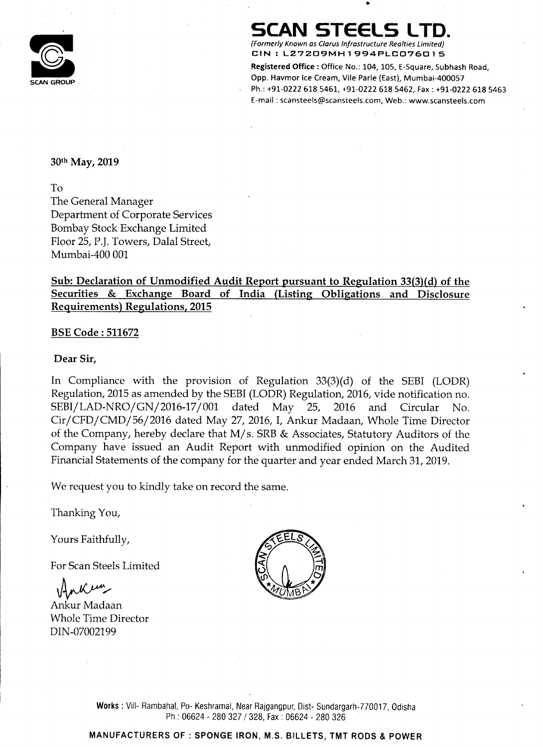# SCAN STEELS LTD.

*(Formerly Known as Clarus Infrastructure Realties Limited)*
**CIN : L27209MH1994PLC076015**

**Registered Office :** Office No.: 104, 105, E-Square, Subhash Road, Opp. Havmor Ice Cream, Vile Parle (East), Mumbai-400057
Ph.: +91-0222 618 5461, +91-0222 618 5462, Fax : +91-0222 618 5463
E-mail : scansteels@scansteels.com, Web.: www.scansteels.com

SCAN GROUP

**30th May, 2019**

To
The General Manager
Department of Corporate Services
Bombay Stock Exchange Limited
Floor 25, P.J. Towers, Dalal Street,
Mumbai-400 001

**Sub: Declaration of Unmodified Audit Report pursuant to Regulation 33(3)(d) of the Securities & Exchange Board of India (Listing Obligations and Disclosure Requirements) Regulations, 2015**

**BSE Code : 511672**

**Dear Sir,**

In Compliance with the provision of Regulation 33(3)(d) of the SEBI (LODR) Regulation, 2015 as amended by the SEBI (LODR) Regulation, 2016, vide notification no. SEBI/LAD-NRO/GN/2016-17/001 dated May 25, 2016 and Circular No. Cir/CFD/CMD/56/2016 dated May 27, 2016, I, Ankur Madaan, Whole Time Director of the Company, hereby declare that M/s. SRB & Associates, Statutory Auditors of the Company have issued an Audit Report with unmodified opinion on the Audited Financial Statements of the company for the quarter and year ended March 31, 2019.

We request you to kindly take on record the same.

Thanking You,

Yours Faithfully,

For Scan Steels Limited

Ankur Madaan
Whole Time Director
DIN-07002199

**Works :** Vill- Rambahal, Po- Keshramal, Near Rajgangpur, Dist- Sundargarh-770017, Odisha
Ph.: 06624 - 280 327 / 328, Fax : 06624 - 280 326

**MANUFACTURERS OF : SPONGE IRON, M.S. BILLETS, TMT RODS & POWER**